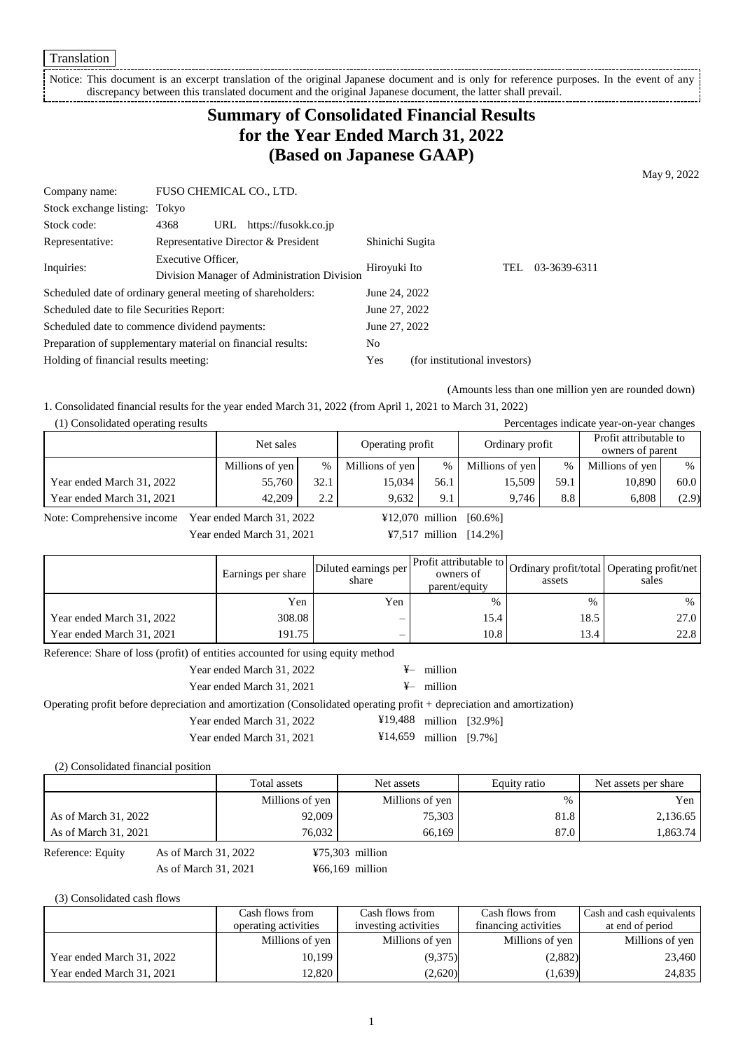Translation

Notice: This document is an excerpt translation of the original Japanese document and is only for reference purposes. In the event of any discrepancy between this translated document and the original Japanese document, the latter shall prevail.

# Summary of Consolidated Financial Results for the Year Ended March 31, 2022 (Based on Japanese GAAP)

May 9, 2022

| | | | |
|---|---|---|---|
| Company name: | FUSO CHEMICAL CO., LTD. | | |
| Stock exchange listing: | Tokyo | | |
| Stock code: | 4368 URL https://fusokk.co.jp | | |
| Representative: | Representative Director & President | Shinichi Sugita | |
| Inquiries: | Executive Officer, Division Manager of Administration Division | Hiroyuki Ito | TEL 03-3639-6311 |

Scheduled date of ordinary general meeting of shareholders: June 24, 2022
Scheduled date to file Securities Report: June 27, 2022
Scheduled date to commence dividend payments: June 27, 2022
Preparation of supplementary material on financial results: No
Holding of financial results meeting: Yes (for institutional investors)

(Amounts less than one million yen are rounded down)

1. Consolidated financial results for the year ended March 31, 2022 (from April 1, 2021 to March 31, 2022)

(1) Consolidated operating results

Percentages indicate year-on-year changes

| | Net sales | | Operating profit | | Ordinary profit | | Profit attributable to owners of parent | |
|---|---|---|---|---|---|---|---|---|
| | Millions of yen | % | Millions of yen | % | Millions of yen | % | Millions of yen | % |
| Year ended March 31, 2022 | 55,760 | 32.1 | 15,034 | 56.1 | 15,509 | 59.1 | 10,890 | 60.0 |
| Year ended March 31, 2021 | 42,209 | 2.2 | 9,632 | 9.1 | 9,746 | 8.8 | 6,808 | (2.9) |

Note: Comprehensive income Year ended March 31, 2022 ¥12,070 million [60.6%]
Year ended March 31, 2021 ¥7,517 million [14.2%]

| | Earnings per share | Diluted earnings per share | Profit attributable to owners of parent/equity | Ordinary profit/total assets | Operating profit/net sales |
|---|---|---|---|---|---|
| | Yen | Yen | % | % | % |
| Year ended March 31, 2022 | 308.08 | – | 15.4 | 18.5 | 27.0 |
| Year ended March 31, 2021 | 191.75 | – | 10.8 | 13.4 | 22.8 |

Reference: Share of loss (profit) of entities accounted for using equity method
Year ended March 31, 2022 ¥– million
Year ended March 31, 2021 ¥– million

Operating profit before depreciation and amortization (Consolidated operating profit + depreciation and amortization)
Year ended March 31, 2022 ¥19,488 million [32.9%]
Year ended March 31, 2021 ¥14,659 million [9.7%]

(2) Consolidated financial position

| | Total assets | Net assets | Equity ratio | Net assets per share |
|---|---|---|---|---|
| | Millions of yen | Millions of yen | % | Yen |
| As of March 31, 2022 | 92,009 | 75,303 | 81.8 | 2,136.65 |
| As of March 31, 2021 | 76,032 | 66,169 | 87.0 | 1,863.74 |

Reference: Equity As of March 31, 2022 ¥75,303 million
As of March 31, 2021 ¥66,169 million

(3) Consolidated cash flows

| | Cash flows from operating activities | Cash flows from investing activities | Cash flows from financing activities | Cash and cash equivalents at end of period |
|---|---|---|---|---|
| | Millions of yen | Millions of yen | Millions of yen | Millions of yen |
| Year ended March 31, 2022 | 10,199 | (9,375) | (2,882) | 23,460 |
| Year ended March 31, 2021 | 12,820 | (2,620) | (1,639) | 24,835 |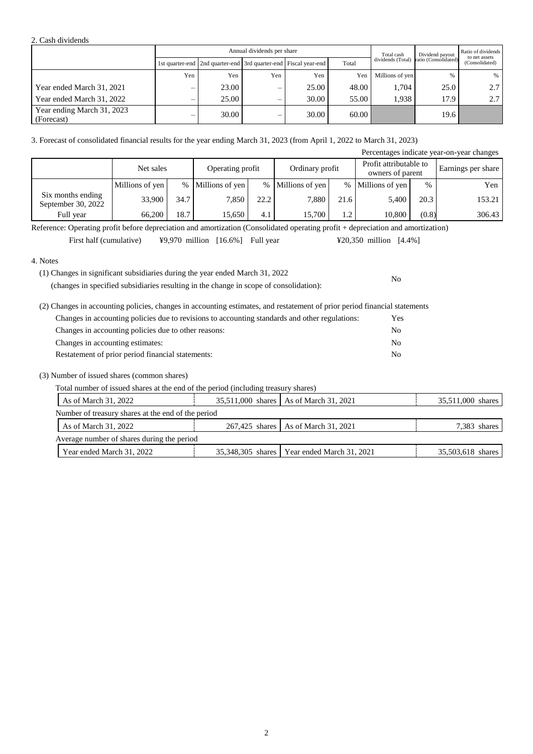2. Cash dividends

| | Annual dividends per share | | | | | Total cash dividends (Total) | Dividend payout ratio (Consolidated) | Ratio of dividends to net assets (Consolidated) |
|---|---|---|---|---|---|---|---|---|
| | 1st quarter-end | 2nd quarter-end | 3rd quarter-end | Fiscal year-end | Total | | | |
| | Yen | Yen | Yen | Yen | Yen | Millions of yen | % | % |
| Year ended March 31, 2021 | – | 23.00 | – | 25.00 | 48.00 | 1,704 | 25.0 | 2.7 |
| Year ended March 31, 2022 | – | 25.00 | – | 30.00 | 55.00 | 1,938 | 17.9 | 2.7 |
| Year ending March 31, 2023 (Forecast) | – | 30.00 | – | 30.00 | 60.00 | | 19.6 | |

3. Forecast of consolidated financial results for the year ending March 31, 2023 (from April 1, 2022 to March 31, 2023)

Percentages indicate year-on-year changes

| | Net sales | | Operating profit | | Ordinary profit | | Profit attributable to owners of parent | | Earnings per share |
|---|---|---|---|---|---|---|---|---|---|
| | Millions of yen | % | Millions of yen | % | Millions of yen | % | Millions of yen | % | Yen |
| Six months ending September 30, 2022 | 33,900 | 34.7 | 7,850 | 22.2 | 7,880 | 21.6 | 5,400 | 20.3 | 153.21 |
| Full year | 66,200 | 18.7 | 15,650 | 4.1 | 15,700 | 1.2 | 10,800 | (0.8) | 306.43 |

Reference: Operating profit before depreciation and amortization (Consolidated operating profit + depreciation and amortization)

First half (cumulative) ¥9,970 million [16.6%] Full year ¥20,350 million [4.4%]

4. Notes

(1) Changes in significant subsidiaries during the year ended March 31, 2022
(changes in specified subsidiaries resulting in the change in scope of consolidation): No

(2) Changes in accounting policies, changes in accounting estimates, and restatement of prior period financial statements

Changes in accounting policies due to revisions to accounting standards and other regulations: Yes
Changes in accounting policies due to other reasons: No
Changes in accounting estimates: No
Restatement of prior period financial statements: No

(3) Number of issued shares (common shares)

Total number of issued shares at the end of the period (including treasury shares)

| As of March 31, 2022 | 35,511,000 shares | As of March 31, 2021 | 35,511,000 shares |
|---|---|---|---|

Number of treasury shares at the end of the period

| As of March 31, 2022 | 267,425 shares | As of March 31, 2021 | 7,383 shares |
|---|---|---|---|

Average number of shares during the period

| Year ended March 31, 2022 | 35,348,305 shares | Year ended March 31, 2021 | 35,503,618 shares |
|---|---|---|---|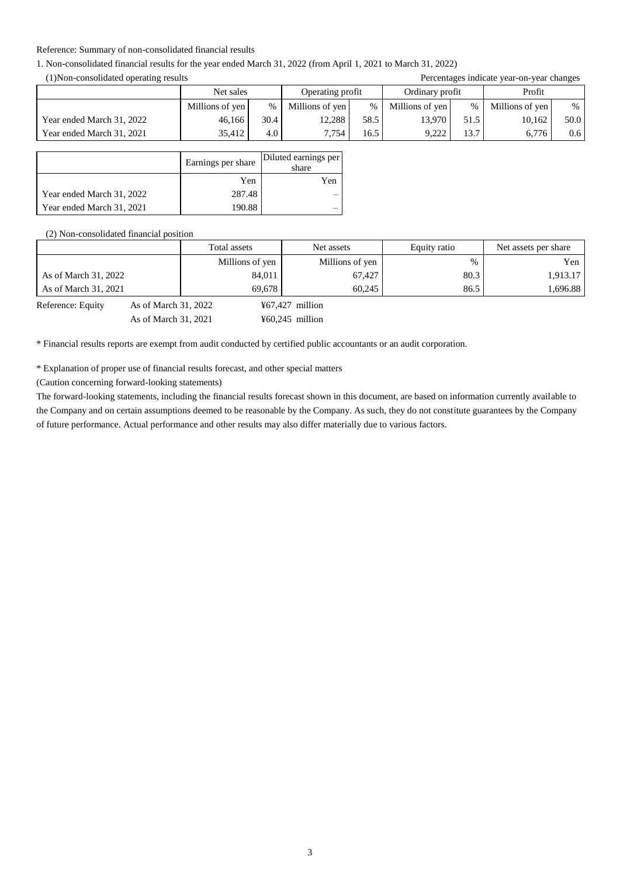Reference: Summary of non-consolidated financial results

1. Non-consolidated financial results for the year ended March 31, 2022 (from April 1, 2021 to March 31, 2022)

(1)Non-consolidated operating results

Percentages indicate year-on-year changes

| | Net sales | | Operating profit | | Ordinary profit | | Profit | |
|---|---|---|---|---|---|---|---|---|
| | Millions of yen | % | Millions of yen | % | Millions of yen | % | Millions of yen | % |
| Year ended March 31, 2022 | 46,166 | 30.4 | 12,288 | 58.5 | 13,970 | 51.5 | 10,162 | 50.0 |
| Year ended March 31, 2021 | 35,412 | 4.0 | 7,754 | 16.5 | 9,222 | 13.7 | 6,776 | 0.6 |

| | Earnings per share | Diluted earnings per share |
|---|---|---|
| | Yen | Yen |
| Year ended March 31, 2022 | 287.48 | – |
| Year ended March 31, 2021 | 190.88 | – |

(2) Non-consolidated financial position

| | Total assets | Net assets | Equity ratio | Net assets per share |
|---|---|---|---|---|
| | Millions of yen | Millions of yen | % | Yen |
| As of March 31, 2022 | 84,011 | 67,427 | 80.3 | 1,913.17 |
| As of March 31, 2021 | 69,678 | 60,245 | 86.5 | 1,696.88 |

Reference: Equity As of March 31, 2022 ¥67,427 million

As of March 31, 2021 ¥60,245 million

* Financial results reports are exempt from audit conducted by certified public accountants or an audit corporation.

* Explanation of proper use of financial results forecast, and other special matters

(Caution concerning forward-looking statements)

The forward-looking statements, including the financial results forecast shown in this document, are based on information currently available to the Company and on certain assumptions deemed to be reasonable by the Company. As such, they do not constitute guarantees by the Company of future performance. Actual performance and other results may also differ materially due to various factors.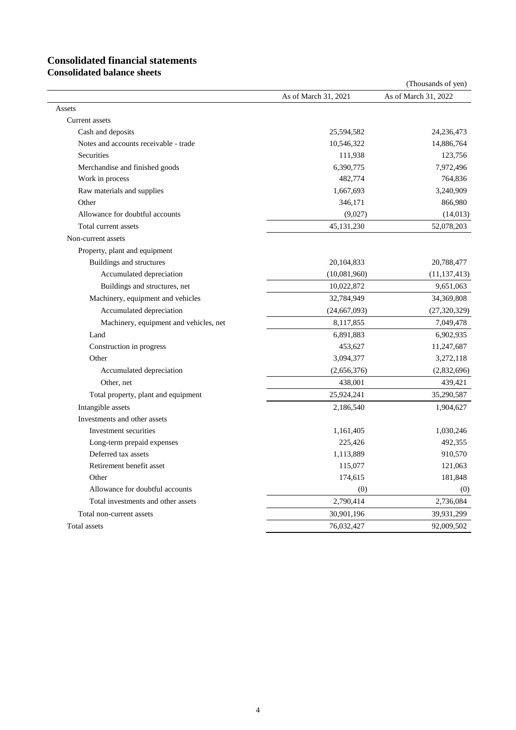# Consolidated financial statements

## Consolidated balance sheets

(Thousands of yen)

| | As of March 31, 2021 | As of March 31, 2022 |
|---|---|---|
| Assets | | |
| Current assets | | |
| Cash and deposits | 25,594,582 | 24,236,473 |
| Notes and accounts receivable - trade | 10,546,322 | 14,886,764 |
| Securities | 111,938 | 123,756 |
| Merchandise and finished goods | 6,390,775 | 7,972,496 |
| Work in process | 482,774 | 764,836 |
| Raw materials and supplies | 1,667,693 | 3,240,909 |
| Other | 346,171 | 866,980 |
| Allowance for doubtful accounts | (9,027) | (14,013) |
| Total current assets | 45,131,230 | 52,078,203 |
| Non-current assets | | |
| Property, plant and equipment | | |
| Buildings and structures | 20,104,833 | 20,788,477 |
| Accumulated depreciation | (10,081,960) | (11,137,413) |
| Buildings and structures, net | 10,022,872 | 9,651,063 |
| Machinery, equipment and vehicles | 32,784,949 | 34,369,808 |
| Accumulated depreciation | (24,667,093) | (27,320,329) |
| Machinery, equipment and vehicles, net | 8,117,855 | 7,049,478 |
| Land | 6,891,883 | 6,902,935 |
| Construction in progress | 453,627 | 11,247,687 |
| Other | 3,094,377 | 3,272,118 |
| Accumulated depreciation | (2,656,376) | (2,832,696) |
| Other, net | 438,001 | 439,421 |
| Total property, plant and equipment | 25,924,241 | 35,290,587 |
| Intangible assets | 2,186,540 | 1,904,627 |
| Investments and other assets | | |
| Investment securities | 1,161,405 | 1,030,246 |
| Long-term prepaid expenses | 225,426 | 492,355 |
| Deferred tax assets | 1,113,889 | 910,570 |
| Retirement benefit asset | 115,077 | 121,063 |
| Other | 174,615 | 181,848 |
| Allowance for doubtful accounts | (0) | (0) |
| Total investments and other assets | 2,790,414 | 2,736,084 |
| Total non-current assets | 30,901,196 | 39,931,299 |
| Total assets | 76,032,427 | 92,009,502 |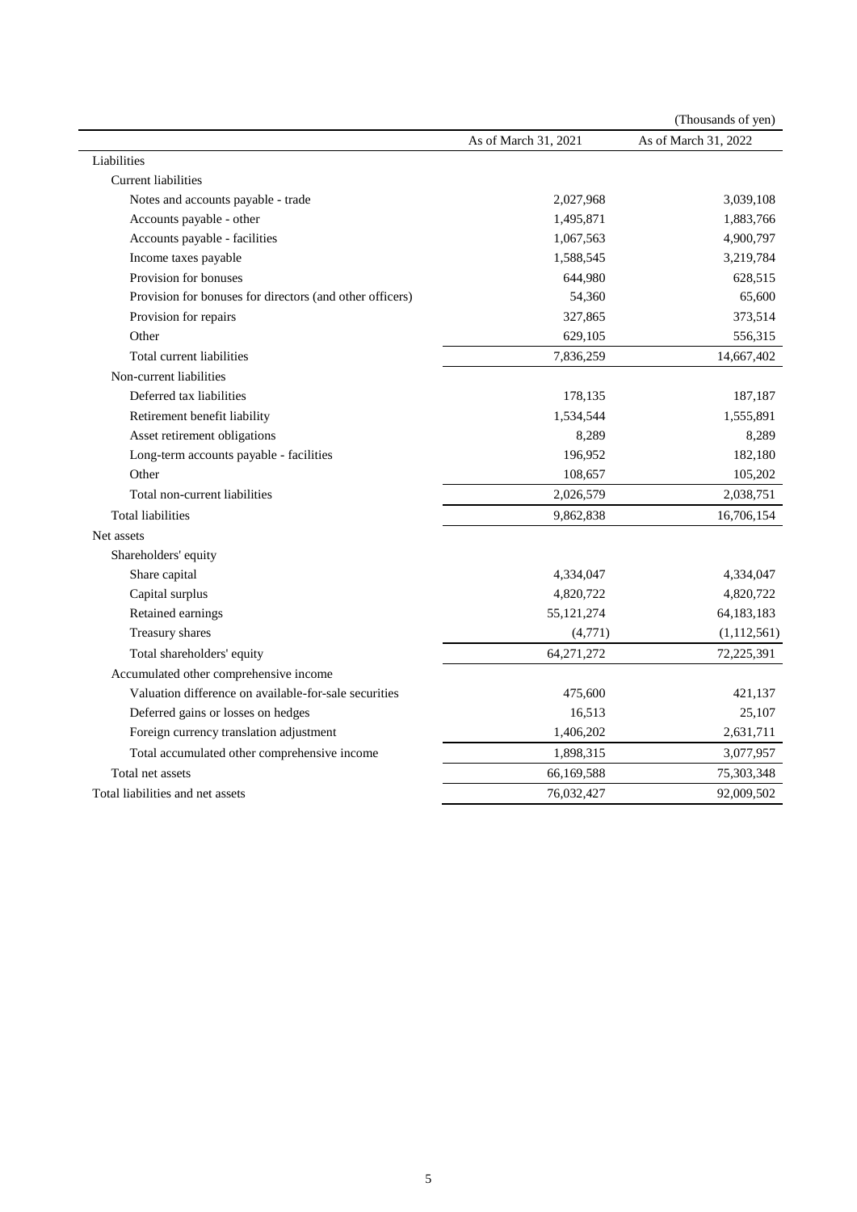(Thousands of yen)

| | As of March 31, 2021 | As of March 31, 2022 |
|---|---|---|
| Liabilities | | |
| Current liabilities | | |
| Notes and accounts payable - trade | 2,027,968 | 3,039,108 |
| Accounts payable - other | 1,495,871 | 1,883,766 |
| Accounts payable - facilities | 1,067,563 | 4,900,797 |
| Income taxes payable | 1,588,545 | 3,219,784 |
| Provision for bonuses | 644,980 | 628,515 |
| Provision for bonuses for directors (and other officers) | 54,360 | 65,600 |
| Provision for repairs | 327,865 | 373,514 |
| Other | 629,105 | 556,315 |
| Total current liabilities | 7,836,259 | 14,667,402 |
| Non-current liabilities | | |
| Deferred tax liabilities | 178,135 | 187,187 |
| Retirement benefit liability | 1,534,544 | 1,555,891 |
| Asset retirement obligations | 8,289 | 8,289 |
| Long-term accounts payable - facilities | 196,952 | 182,180 |
| Other | 108,657 | 105,202 |
| Total non-current liabilities | 2,026,579 | 2,038,751 |
| Total liabilities | 9,862,838 | 16,706,154 |
| Net assets | | |
| Shareholders' equity | | |
| Share capital | 4,334,047 | 4,334,047 |
| Capital surplus | 4,820,722 | 4,820,722 |
| Retained earnings | 55,121,274 | 64,183,183 |
| Treasury shares | (4,771) | (1,112,561) |
| Total shareholders' equity | 64,271,272 | 72,225,391 |
| Accumulated other comprehensive income | | |
| Valuation difference on available-for-sale securities | 475,600 | 421,137 |
| Deferred gains or losses on hedges | 16,513 | 25,107 |
| Foreign currency translation adjustment | 1,406,202 | 2,631,711 |
| Total accumulated other comprehensive income | 1,898,315 | 3,077,957 |
| Total net assets | 66,169,588 | 75,303,348 |
| Total liabilities and net assets | 76,032,427 | 92,009,502 |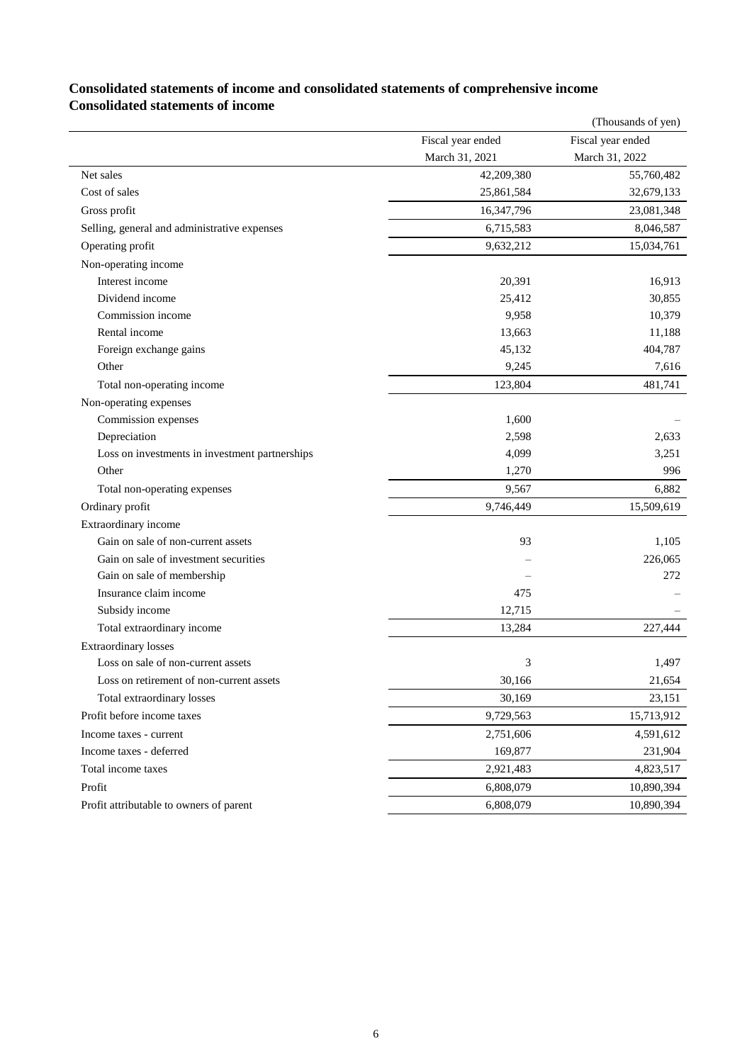## Consolidated statements of income and consolidated statements of comprehensive income

### Consolidated statements of income

(Thousands of yen)

| | Fiscal year ended March 31, 2021 | Fiscal year ended March 31, 2022 |
|---|---|---|
| Net sales | 42,209,380 | 55,760,482 |
| Cost of sales | 25,861,584 | 32,679,133 |
| Gross profit | 16,347,796 | 23,081,348 |
| Selling, general and administrative expenses | 6,715,583 | 8,046,587 |
| Operating profit | 9,632,212 | 15,034,761 |
| Non-operating income | | |
| Interest income | 20,391 | 16,913 |
| Dividend income | 25,412 | 30,855 |
| Commission income | 9,958 | 10,379 |
| Rental income | 13,663 | 11,188 |
| Foreign exchange gains | 45,132 | 404,787 |
| Other | 9,245 | 7,616 |
| Total non-operating income | 123,804 | 481,741 |
| Non-operating expenses | | |
| Commission expenses | 1,600 | – |
| Depreciation | 2,598 | 2,633 |
| Loss on investments in investment partnerships | 4,099 | 3,251 |
| Other | 1,270 | 996 |
| Total non-operating expenses | 9,567 | 6,882 |
| Ordinary profit | 9,746,449 | 15,509,619 |
| Extraordinary income | | |
| Gain on sale of non-current assets | 93 | 1,105 |
| Gain on sale of investment securities | – | 226,065 |
| Gain on sale of membership | – | 272 |
| Insurance claim income | 475 | – |
| Subsidy income | 12,715 | – |
| Total extraordinary income | 13,284 | 227,444 |
| Extraordinary losses | | |
| Loss on sale of non-current assets | 3 | 1,497 |
| Loss on retirement of non-current assets | 30,166 | 21,654 |
| Total extraordinary losses | 30,169 | 23,151 |
| Profit before income taxes | 9,729,563 | 15,713,912 |
| Income taxes - current | 2,751,606 | 4,591,612 |
| Income taxes - deferred | 169,877 | 231,904 |
| Total income taxes | 2,921,483 | 4,823,517 |
| Profit | 6,808,079 | 10,890,394 |
| Profit attributable to owners of parent | 6,808,079 | 10,890,394 |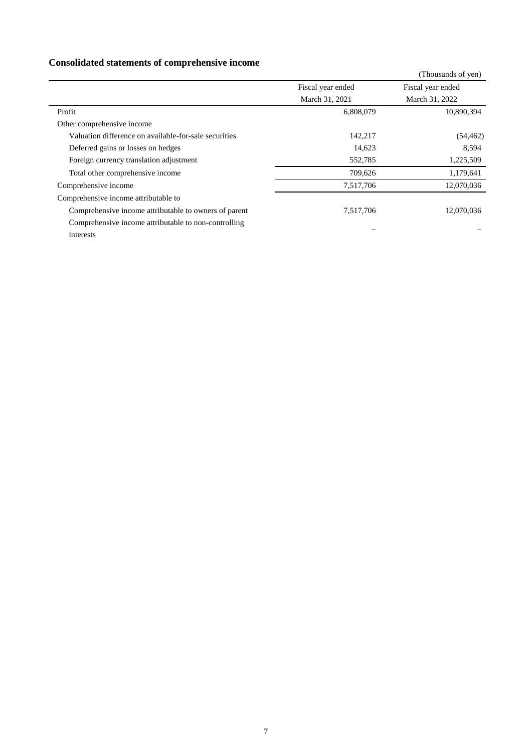## Consolidated statements of comprehensive income

(Thousands of yen)

| | Fiscal year ended March 31, 2021 | Fiscal year ended March 31, 2022 |
|---|---|---|
| Profit | 6,808,079 | 10,890,394 |
| Other comprehensive income | | |
| Valuation difference on available-for-sale securities | 142,217 | (54,462) |
| Deferred gains or losses on hedges | 14,623 | 8,594 |
| Foreign currency translation adjustment | 552,785 | 1,225,509 |
| Total other comprehensive income | 709,626 | 1,179,641 |
| Comprehensive income | 7,517,706 | 12,070,036 |
| Comprehensive income attributable to | | |
| Comprehensive income attributable to owners of parent | 7,517,706 | 12,070,036 |
| Comprehensive income attributable to non-controlling interests | – | – |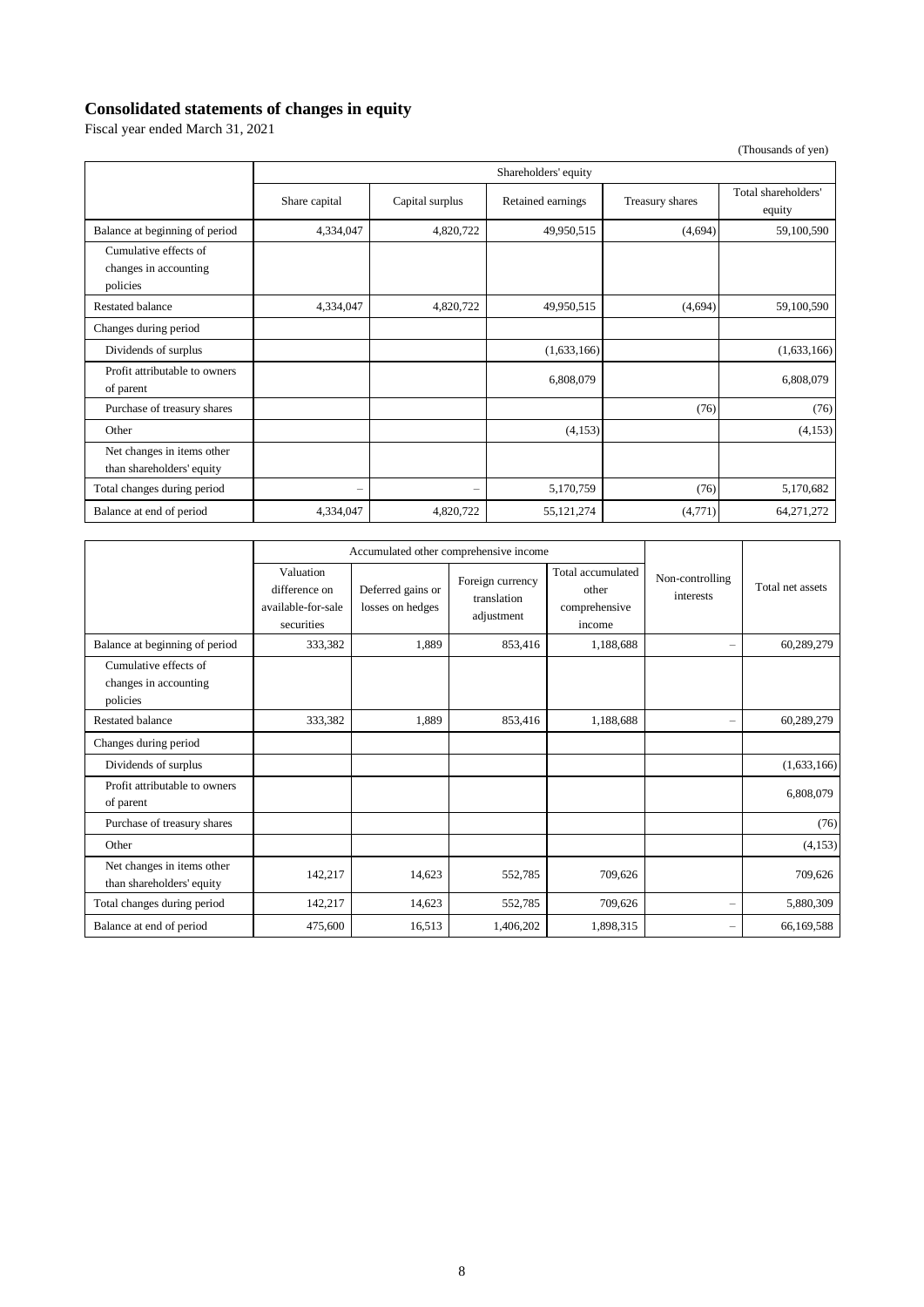# Consolidated statements of changes in equity

Fiscal year ended March 31, 2021

(Thousands of yen)

| | Shareholders' equity | | | | |
|---|---|---|---|---|---|
| | Share capital | Capital surplus | Retained earnings | Treasury shares | Total shareholders' equity |
| Balance at beginning of period | 4,334,047 | 4,820,722 | 49,950,515 | (4,694) | 59,100,590 |
| Cumulative effects of changes in accounting policies | | | | | |
| Restated balance | 4,334,047 | 4,820,722 | 49,950,515 | (4,694) | 59,100,590 |
| Changes during period | | | | | |
| Dividends of surplus | | | (1,633,166) | | (1,633,166) |
| Profit attributable to owners of parent | | | 6,808,079 | | 6,808,079 |
| Purchase of treasury shares | | | | (76) | (76) |
| Other | | | (4,153) | | (4,153) |
| Net changes in items other than shareholders' equity | | | | | |
| Total changes during period | – | – | 5,170,759 | (76) | 5,170,682 |
| Balance at end of period | 4,334,047 | 4,820,722 | 55,121,274 | (4,771) | 64,271,272 |

| | Accumulated other comprehensive income | | | | Non-controlling interests | Total net assets |
|---|---|---|---|---|---|---|
| | Valuation difference on available-for-sale securities | Deferred gains or losses on hedges | Foreign currency translation adjustment | Total accumulated other comprehensive income | | |
| Balance at beginning of period | 333,382 | 1,889 | 853,416 | 1,188,688 | – | 60,289,279 |
| Cumulative effects of changes in accounting policies | | | | | | |
| Restated balance | 333,382 | 1,889 | 853,416 | 1,188,688 | – | 60,289,279 |
| Changes during period | | | | | | |
| Dividends of surplus | | | | | | (1,633,166) |
| Profit attributable to owners of parent | | | | | | 6,808,079 |
| Purchase of treasury shares | | | | | | (76) |
| Other | | | | | | (4,153) |
| Net changes in items other than shareholders' equity | 142,217 | 14,623 | 552,785 | 709,626 | | 709,626 |
| Total changes during period | 142,217 | 14,623 | 552,785 | 709,626 | – | 5,880,309 |
| Balance at end of period | 475,600 | 16,513 | 1,406,202 | 1,898,315 | – | 66,169,588 |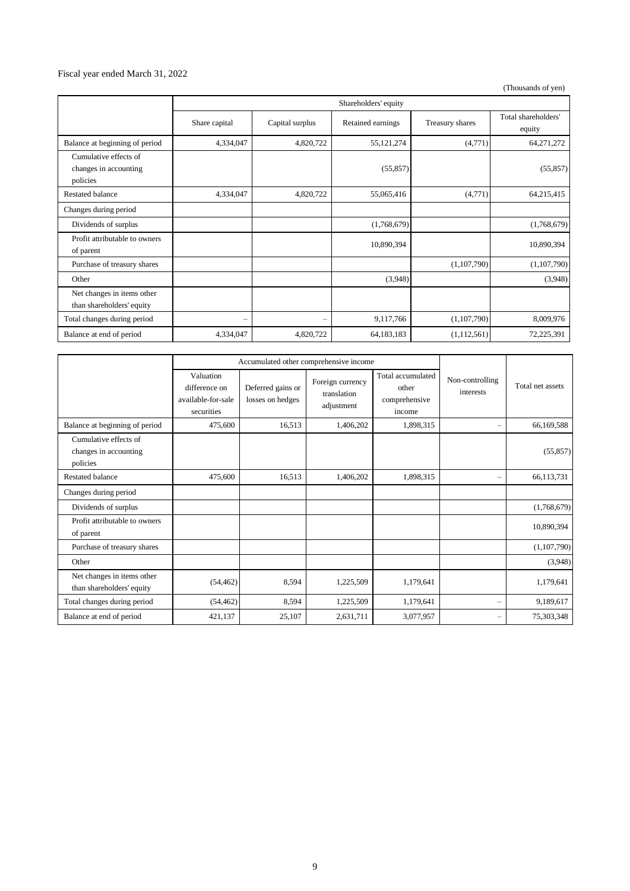Fiscal year ended March 31, 2022

(Thousands of yen)

| | Shareholders' equity | | | | |
|---|---|---|---|---|---|
| | Share capital | Capital surplus | Retained earnings | Treasury shares | Total shareholders' equity |
| Balance at beginning of period | 4,334,047 | 4,820,722 | 55,121,274 | (4,771) | 64,271,272 |
| Cumulative effects of changes in accounting policies | | | (55,857) | | (55,857) |
| Restated balance | 4,334,047 | 4,820,722 | 55,065,416 | (4,771) | 64,215,415 |
| Changes during period | | | | | |
| Dividends of surplus | | | (1,768,679) | | (1,768,679) |
| Profit attributable to owners of parent | | | 10,890,394 | | 10,890,394 |
| Purchase of treasury shares | | | | (1,107,790) | (1,107,790) |
| Other | | | (3,948) | | (3,948) |
| Net changes in items other than shareholders' equity | | | | | |
| Total changes during period | – | – | 9,117,766 | (1,107,790) | 8,009,976 |
| Balance at end of period | 4,334,047 | 4,820,722 | 64,183,183 | (1,112,561) | 72,225,391 |

| | Accumulated other comprehensive income | | | | Non-controlling interests | Total net assets |
|---|---|---|---|---|---|---|
| | Valuation difference on available-for-sale securities | Deferred gains or losses on hedges | Foreign currency translation adjustment | Total accumulated other comprehensive income | | |
| Balance at beginning of period | 475,600 | 16,513 | 1,406,202 | 1,898,315 | – | 66,169,588 |
| Cumulative effects of changes in accounting policies | | | | | | (55,857) |
| Restated balance | 475,600 | 16,513 | 1,406,202 | 1,898,315 | – | 66,113,731 |
| Changes during period | | | | | | |
| Dividends of surplus | | | | | | (1,768,679) |
| Profit attributable to owners of parent | | | | | | 10,890,394 |
| Purchase of treasury shares | | | | | | (1,107,790) |
| Other | | | | | | (3,948) |
| Net changes in items other than shareholders' equity | (54,462) | 8,594 | 1,225,509 | 1,179,641 | | 1,179,641 |
| Total changes during period | (54,462) | 8,594 | 1,225,509 | 1,179,641 | – | 9,189,617 |
| Balance at end of period | 421,137 | 25,107 | 2,631,711 | 3,077,957 | – | 75,303,348 |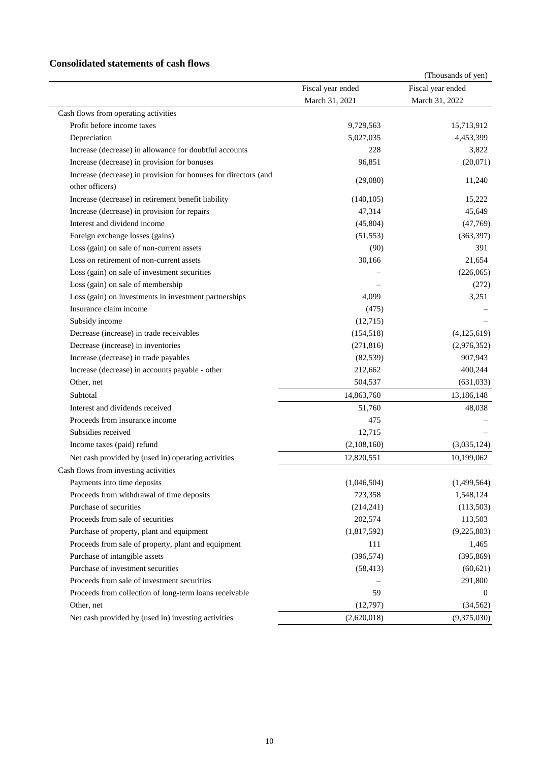## Consolidated statements of cash flows

(Thousands of yen)

| | Fiscal year ended March 31, 2021 | Fiscal year ended March 31, 2022 |
|---|---|---|
| Cash flows from operating activities | | |
| Profit before income taxes | 9,729,563 | 15,713,912 |
| Depreciation | 5,027,035 | 4,453,399 |
| Increase (decrease) in allowance for doubtful accounts | 228 | 3,822 |
| Increase (decrease) in provision for bonuses | 96,851 | (20,071) |
| Increase (decrease) in provision for bonuses for directors (and other officers) | (29,080) | 11,240 |
| Increase (decrease) in retirement benefit liability | (140,105) | 15,222 |
| Increase (decrease) in provision for repairs | 47,314 | 45,649 |
| Interest and dividend income | (45,804) | (47,769) |
| Foreign exchange losses (gains) | (51,553) | (363,397) |
| Loss (gain) on sale of non-current assets | (90) | 391 |
| Loss on retirement of non-current assets | 30,166 | 21,654 |
| Loss (gain) on sale of investment securities | – | (226,065) |
| Loss (gain) on sale of membership | – | (272) |
| Loss (gain) on investments in investment partnerships | 4,099 | 3,251 |
| Insurance claim income | (475) | – |
| Subsidy income | (12,715) | – |
| Decrease (increase) in trade receivables | (154,518) | (4,125,619) |
| Decrease (increase) in inventories | (271,816) | (2,976,352) |
| Increase (decrease) in trade payables | (82,539) | 907,943 |
| Increase (decrease) in accounts payable - other | 212,662 | 400,244 |
| Other, net | 504,537 | (631,033) |
| Subtotal | 14,863,760 | 13,186,148 |
| Interest and dividends received | 51,760 | 48,038 |
| Proceeds from insurance income | 475 | – |
| Subsidies received | 12,715 | – |
| Income taxes (paid) refund | (2,108,160) | (3,035,124) |
| Net cash provided by (used in) operating activities | 12,820,551 | 10,199,062 |
| Cash flows from investing activities | | |
| Payments into time deposits | (1,046,504) | (1,499,564) |
| Proceeds from withdrawal of time deposits | 723,358 | 1,548,124 |
| Purchase of securities | (214,241) | (113,503) |
| Proceeds from sale of securities | 202,574 | 113,503 |
| Purchase of property, plant and equipment | (1,817,592) | (9,225,803) |
| Proceeds from sale of property, plant and equipment | 111 | 1,465 |
| Purchase of intangible assets | (396,574) | (395,869) |
| Purchase of investment securities | (58,413) | (60,621) |
| Proceeds from sale of investment securities | – | 291,800 |
| Proceeds from collection of long-term loans receivable | 59 | 0 |
| Other, net | (12,797) | (34,562) |
| Net cash provided by (used in) investing activities | (2,620,018) | (9,375,030) |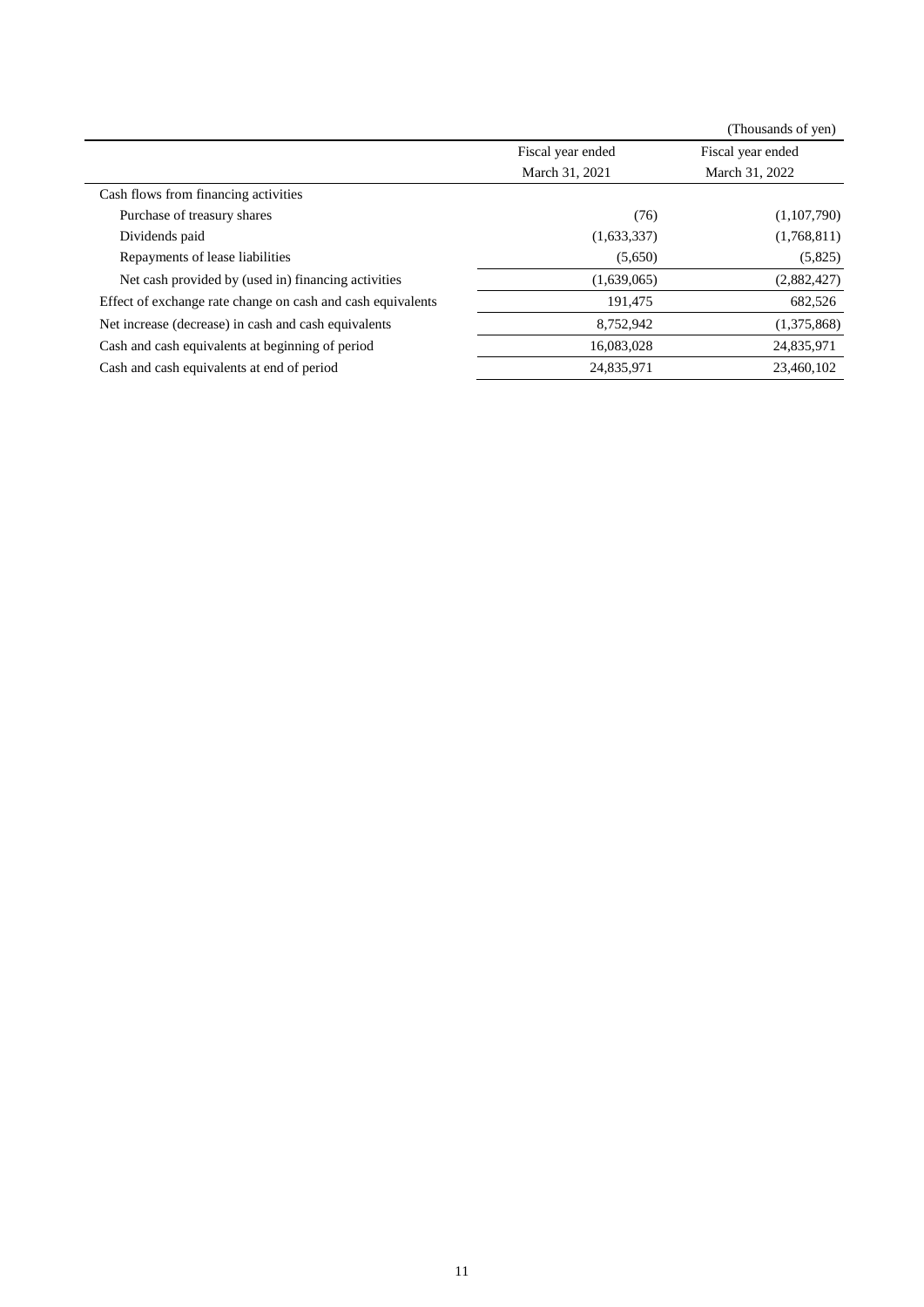(Thousands of yen)

| | Fiscal year ended March 31, 2021 | Fiscal year ended March 31, 2022 |
|---|---|---|
| Cash flows from financing activities | | |
| Purchase of treasury shares | (76) | (1,107,790) |
| Dividends paid | (1,633,337) | (1,768,811) |
| Repayments of lease liabilities | (5,650) | (5,825) |
| Net cash provided by (used in) financing activities | (1,639,065) | (2,882,427) |
| Effect of exchange rate change on cash and cash equivalents | 191,475 | 682,526 |
| Net increase (decrease) in cash and cash equivalents | 8,752,942 | (1,375,868) |
| Cash and cash equivalents at beginning of period | 16,083,028 | 24,835,971 |
| Cash and cash equivalents at end of period | 24,835,971 | 23,460,102 |